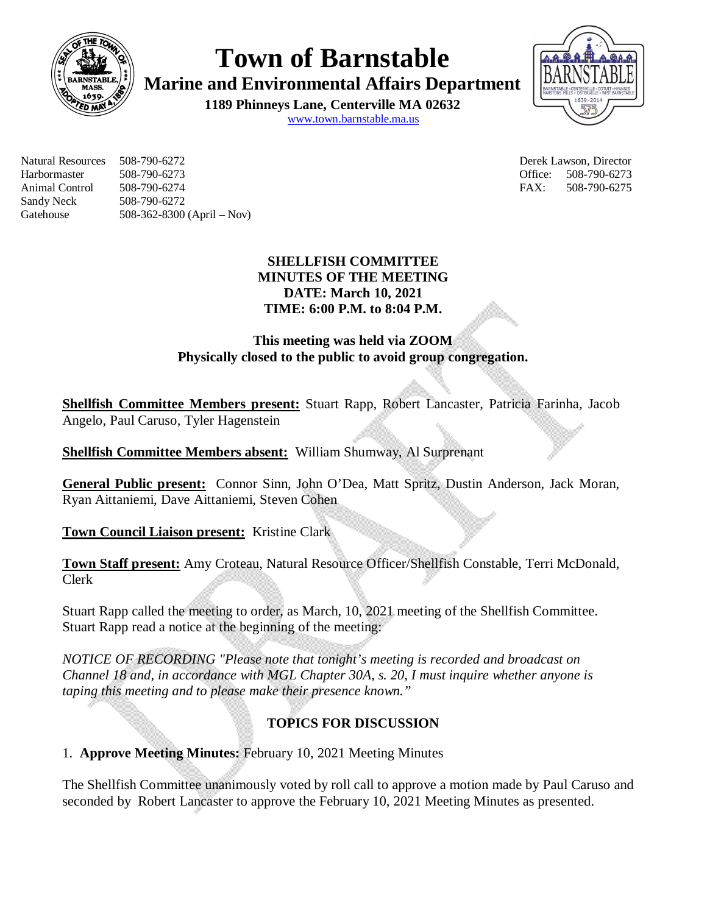# Town of Barnstable

## Marine and Environmental Affairs Department

**1189 Phinneys Lane, Centerville MA 02632**

www.town.barnstable.ma.us

Natural Resources 508-790-6272
Harbormaster 508-790-6273
Animal Control 508-790-6274
Sandy Neck 508-790-6272
Gatehouse 508-362-8300 (April – Nov)

Derek Lawson, Director
Office: 508-790-6273
FAX: 508-790-6275

**SHELLFISH COMMITTEE**
**MINUTES OF THE MEETING**
**DATE: March 10, 2021**
**TIME: 6:00 P.M. to 8:04 P.M.**

**This meeting was held via ZOOM**
**Physically closed to the public to avoid group congregation.**

**Shellfish Committee Members present:** Stuart Rapp, Robert Lancaster, Patricia Farinha, Jacob Angelo, Paul Caruso, Tyler Hagenstein

**Shellfish Committee Members absent:** William Shumway, Al Surprenant

**General Public present:** Connor Sinn, John O'Dea, Matt Spritz, Dustin Anderson, Jack Moran, Ryan Aittaniemi, Dave Aittaniemi, Steven Cohen

**Town Council Liaison present:** Kristine Clark

**Town Staff present:** Amy Croteau, Natural Resource Officer/Shellfish Constable, Terri McDonald, Clerk

Stuart Rapp called the meeting to order, as March, 10, 2021 meeting of the Shellfish Committee. Stuart Rapp read a notice at the beginning of the meeting:

*NOTICE OF RECORDING "Please note that tonight's meeting is recorded and broadcast on Channel 18 and, in accordance with MGL Chapter 30A, s. 20, I must inquire whether anyone is taping this meeting and to please make their presence known."*

**TOPICS FOR DISCUSSION**

1. **Approve Meeting Minutes:** February 10, 2021 Meeting Minutes

The Shellfish Committee unanimously voted by roll call to approve a motion made by Paul Caruso and seconded by Robert Lancaster to approve the February 10, 2021 Meeting Minutes as presented.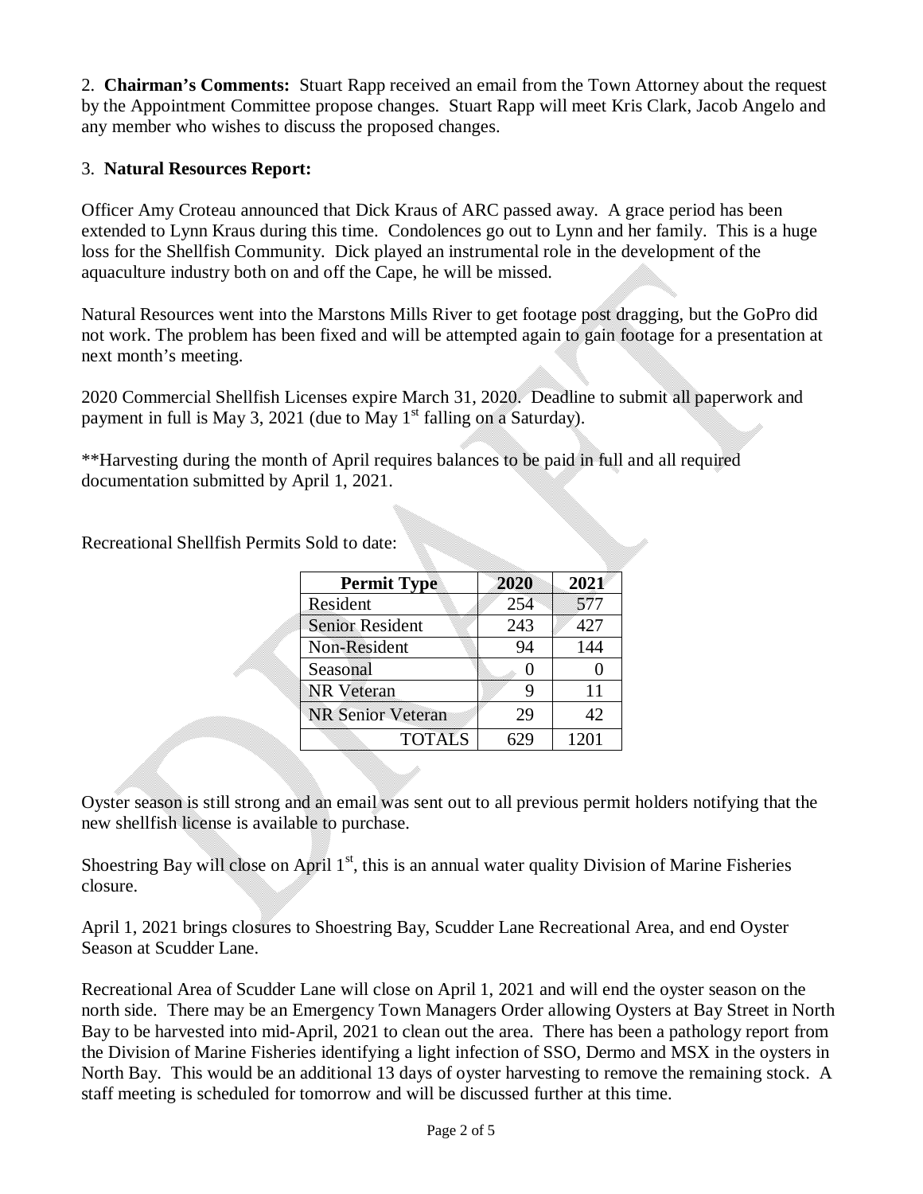2. **Chairman's Comments:** Stuart Rapp received an email from the Town Attorney about the request by the Appointment Committee propose changes. Stuart Rapp will meet Kris Clark, Jacob Angelo and any member who wishes to discuss the proposed changes.

3. **Natural Resources Report:**

Officer Amy Croteau announced that Dick Kraus of ARC passed away. A grace period has been extended to Lynn Kraus during this time. Condolences go out to Lynn and her family. This is a huge loss for the Shellfish Community. Dick played an instrumental role in the development of the aquaculture industry both on and off the Cape, he will be missed.

Natural Resources went into the Marstons Mills River to get footage post dragging, but the GoPro did not work. The problem has been fixed and will be attempted again to gain footage for a presentation at next month's meeting.

2020 Commercial Shellfish Licenses expire March 31, 2020. Deadline to submit all paperwork and payment in full is May 3, 2021 (due to May 1st falling on a Saturday).

**Harvesting during the month of April requires balances to be paid in full and all required documentation submitted by April 1, 2021.

Recreational Shellfish Permits Sold to date:

| Permit Type | 2020 | 2021 |
|---|---|---|
| Resident | 254 | 577 |
| Senior Resident | 243 | 427 |
| Non-Resident | 94 | 144 |
| Seasonal | 0 | 0 |
| NR Veteran | 9 | 11 |
| NR Senior Veteran | 29 | 42 |
| TOTALS | 629 | 1201 |

Oyster season is still strong and an email was sent out to all previous permit holders notifying that the new shellfish license is available to purchase.

Shoestring Bay will close on April 1st, this is an annual water quality Division of Marine Fisheries closure.

April 1, 2021 brings closures to Shoestring Bay, Scudder Lane Recreational Area, and end Oyster Season at Scudder Lane.

Recreational Area of Scudder Lane will close on April 1, 2021 and will end the oyster season on the north side. There may be an Emergency Town Managers Order allowing Oysters at Bay Street in North Bay to be harvested into mid-April, 2021 to clean out the area. There has been a pathology report from the Division of Marine Fisheries identifying a light infection of SSO, Dermo and MSX in the oysters in North Bay. This would be an additional 13 days of oyster harvesting to remove the remaining stock. A staff meeting is scheduled for tomorrow and will be discussed further at this time.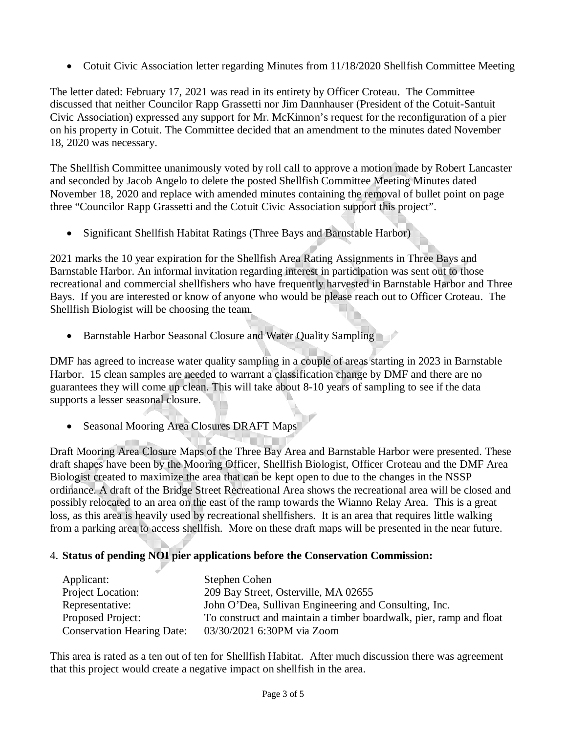- Cotuit Civic Association letter regarding Minutes from 11/18/2020 Shellfish Committee Meeting

The letter dated: February 17, 2021 was read in its entirety by Officer Croteau. The Committee discussed that neither Councilor Rapp Grassetti nor Jim Dannhauser (President of the Cotuit-Santuit Civic Association) expressed any support for Mr. McKinnon's request for the reconfiguration of a pier on his property in Cotuit. The Committee decided that an amendment to the minutes dated November 18, 2020 was necessary.

The Shellfish Committee unanimously voted by roll call to approve a motion made by Robert Lancaster and seconded by Jacob Angelo to delete the posted Shellfish Committee Meeting Minutes dated November 18, 2020 and replace with amended minutes containing the removal of bullet point on page three "Councilor Rapp Grassetti and the Cotuit Civic Association support this project".

- Significant Shellfish Habitat Ratings (Three Bays and Barnstable Harbor)

2021 marks the 10 year expiration for the Shellfish Area Rating Assignments in Three Bays and Barnstable Harbor. An informal invitation regarding interest in participation was sent out to those recreational and commercial shellfishers who have frequently harvested in Barnstable Harbor and Three Bays. If you are interested or know of anyone who would be please reach out to Officer Croteau. The Shellfish Biologist will be choosing the team.

- Barnstable Harbor Seasonal Closure and Water Quality Sampling

DMF has agreed to increase water quality sampling in a couple of areas starting in 2023 in Barnstable Harbor. 15 clean samples are needed to warrant a classification change by DMF and there are no guarantees they will come up clean. This will take about 8-10 years of sampling to see if the data supports a lesser seasonal closure.

- Seasonal Mooring Area Closures DRAFT Maps

Draft Mooring Area Closure Maps of the Three Bay Area and Barnstable Harbor were presented. These draft shapes have been by the Mooring Officer, Shellfish Biologist, Officer Croteau and the DMF Area Biologist created to maximize the area that can be kept open to due to the changes in the NSSP ordinance. A draft of the Bridge Street Recreational Area shows the recreational area will be closed and possibly relocated to an area on the east of the ramp towards the Wianno Relay Area. This is a great loss, as this area is heavily used by recreational shellfishers. It is an area that requires little walking from a parking area to access shellfish. More on these draft maps will be presented in the near future.

4. **Status of pending NOI pier applications before the Conservation Commission:**

| | |
|---|---|
| Applicant: | Stephen Cohen |
| Project Location: | 209 Bay Street, Osterville, MA 02655 |
| Representative: | John O'Dea, Sullivan Engineering and Consulting, Inc. |
| Proposed Project: | To construct and maintain a timber boardwalk, pier, ramp and float |
| Conservation Hearing Date: | 03/30/2021 6:30PM via Zoom |

This area is rated as a ten out of ten for Shellfish Habitat. After much discussion there was agreement that this project would create a negative impact on shellfish in the area.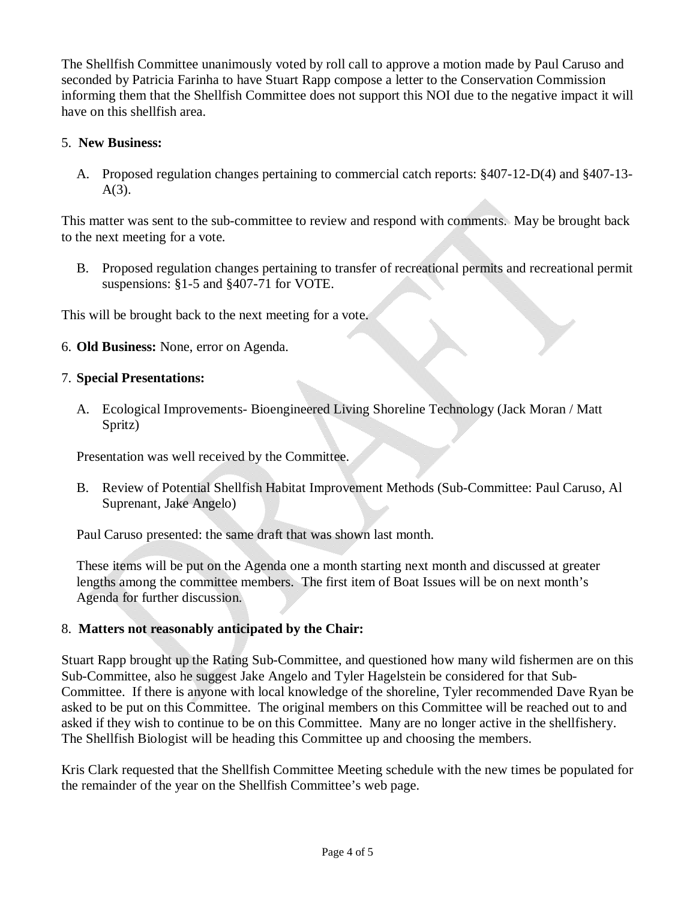The Shellfish Committee unanimously voted by roll call to approve a motion made by Paul Caruso and seconded by Patricia Farinha to have Stuart Rapp compose a letter to the Conservation Commission informing them that the Shellfish Committee does not support this NOI due to the negative impact it will have on this shellfish area.

5. **New Business:**

   A. Proposed regulation changes pertaining to commercial catch reports: §407-12-D(4) and §407-13-A(3).

This matter was sent to the sub-committee to review and respond with comments. May be brought back to the next meeting for a vote.

   B. Proposed regulation changes pertaining to transfer of recreational permits and recreational permit suspensions: §1-5 and §407-71 for VOTE.

This will be brought back to the next meeting for a vote.

6. **Old Business:** None, error on Agenda.

7. **Special Presentations:**

   A. Ecological Improvements- Bioengineered Living Shoreline Technology (Jack Moran / Matt Spritz)

   Presentation was well received by the Committee.

   B. Review of Potential Shellfish Habitat Improvement Methods (Sub-Committee: Paul Caruso, Al Suprenant, Jake Angelo)

   Paul Caruso presented: the same draft that was shown last month.

   These items will be put on the Agenda one a month starting next month and discussed at greater lengths among the committee members. The first item of Boat Issues will be on next month's Agenda for further discussion.

8. **Matters not reasonably anticipated by the Chair:**

Stuart Rapp brought up the Rating Sub-Committee, and questioned how many wild fishermen are on this Sub-Committee, also he suggest Jake Angelo and Tyler Hagelstein be considered for that Sub-Committee. If there is anyone with local knowledge of the shoreline, Tyler recommended Dave Ryan be asked to be put on this Committee. The original members on this Committee will be reached out to and asked if they wish to continue to be on this Committee. Many are no longer active in the shellfishery. The Shellfish Biologist will be heading this Committee up and choosing the members.

Kris Clark requested that the Shellfish Committee Meeting schedule with the new times be populated for the remainder of the year on the Shellfish Committee's web page.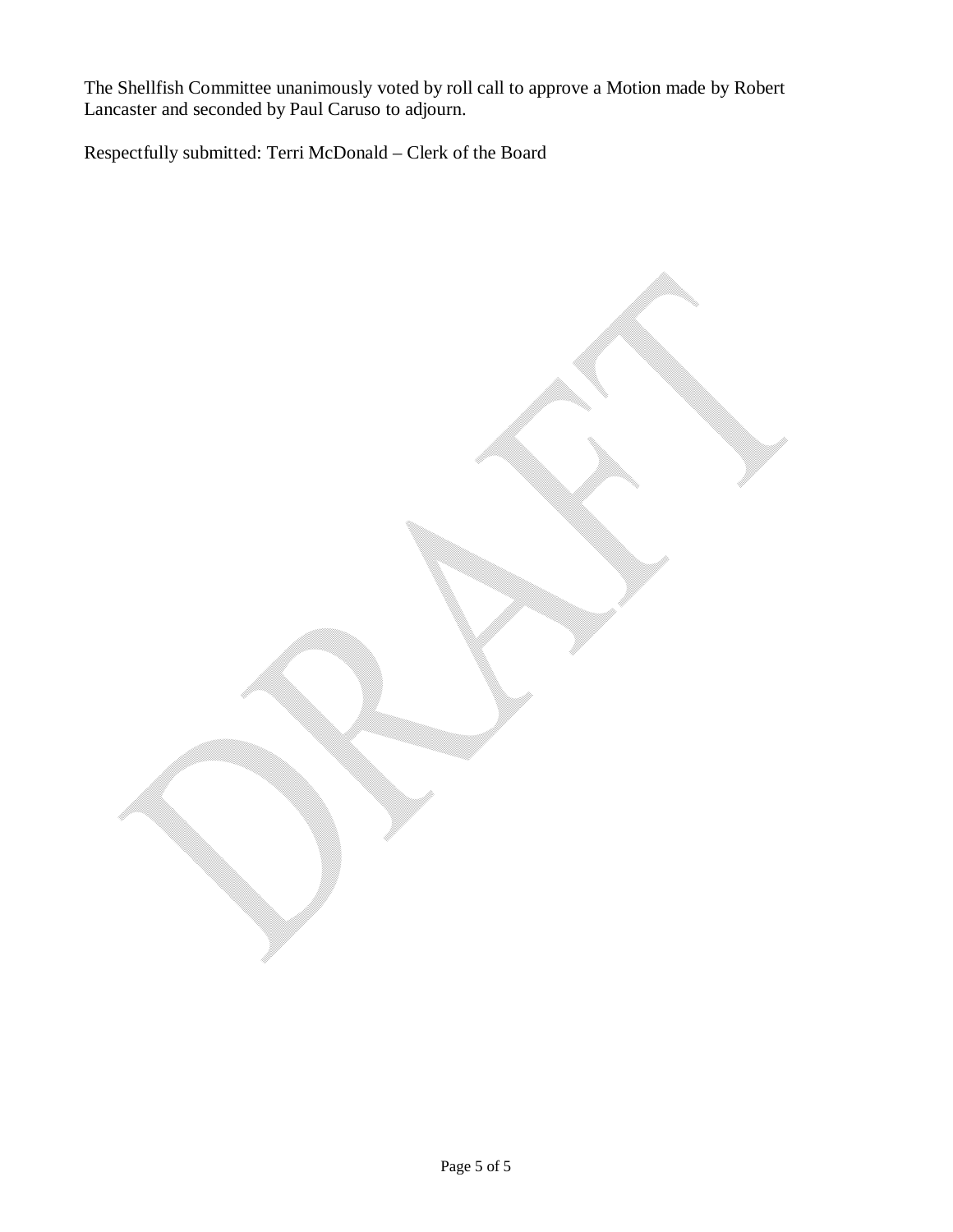The Shellfish Committee unanimously voted by roll call to approve a Motion made by Robert Lancaster and seconded by Paul Caruso to adjourn.

Respectfully submitted: Terri McDonald – Clerk of the Board